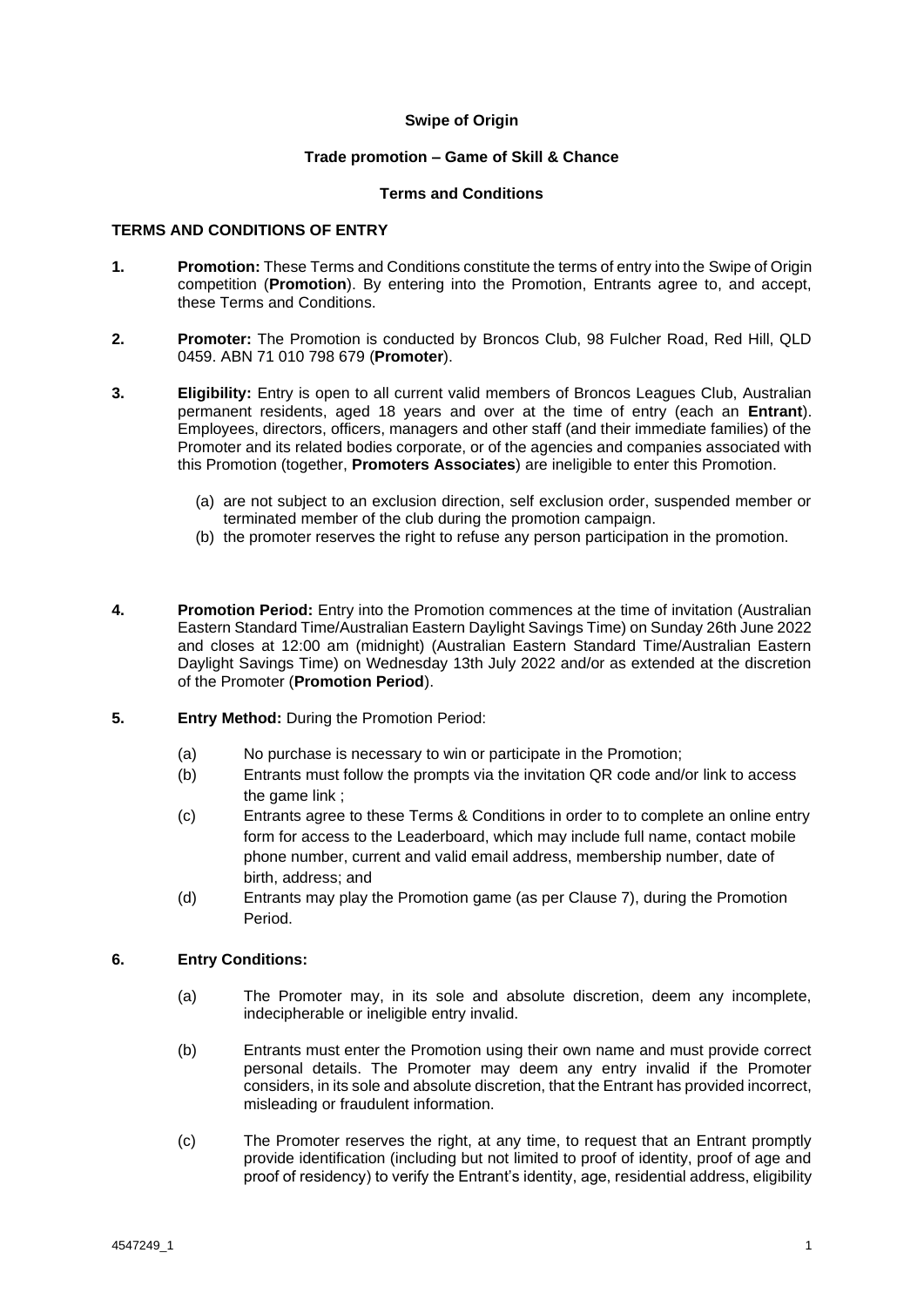**Swipe of Origin**

**Trade promotion – Game of Skill & Chance**

**Terms and Conditions**

## TERMS AND CONDITIONS OF ENTRY

**1.** **Promotion:** These Terms and Conditions constitute the terms of entry into the Swipe of Origin competition (**Promotion**). By entering into the Promotion, Entrants agree to, and accept, these Terms and Conditions.

**2.** **Promoter:** The Promotion is conducted by Broncos Club, 98 Fulcher Road, Red Hill, QLD 0459. ABN 71 010 798 679 (**Promoter**).

**3.** **Eligibility:** Entry is open to all current valid members of Broncos Leagues Club, Australian permanent residents, aged 18 years and over at the time of entry (each an **Entrant**). Employees, directors, officers, managers and other staff (and their immediate families) of the Promoter and its related bodies corporate, or of the agencies and companies associated with this Promotion (together, **Promoters Associates**) are ineligible to enter this Promotion.

(a) are not subject to an exclusion direction, self exclusion order, suspended member or terminated member of the club during the promotion campaign.

(b) the promoter reserves the right to refuse any person participation in the promotion.

**4.** **Promotion Period:** Entry into the Promotion commences at the time of invitation (Australian Eastern Standard Time/Australian Eastern Daylight Savings Time) on Sunday 26th June 2022 and closes at 12:00 am (midnight) (Australian Eastern Standard Time/Australian Eastern Daylight Savings Time) on Wednesday 13th July 2022 and/or as extended at the discretion of the Promoter (**Promotion Period**).

**5.** **Entry Method:** During the Promotion Period:

(a) No purchase is necessary to win or participate in the Promotion;

(b) Entrants must follow the prompts via the invitation QR code and/or link to access the game link ;

(c) Entrants agree to these Terms & Conditions in order to to complete an online entry form for access to the Leaderboard, which may include full name, contact mobile phone number, current and valid email address, membership number, date of birth, address; and

(d) Entrants may play the Promotion game (as per Clause 7), during the Promotion Period.

**6.** **Entry Conditions:**

(a) The Promoter may, in its sole and absolute discretion, deem any incomplete, indecipherable or ineligible entry invalid.

(b) Entrants must enter the Promotion using their own name and must provide correct personal details. The Promoter may deem any entry invalid if the Promoter considers, in its sole and absolute discretion, that the Entrant has provided incorrect, misleading or fraudulent information.

(c) The Promoter reserves the right, at any time, to request that an Entrant promptly provide identification (including but not limited to proof of identity, proof of age and proof of residency) to verify the Entrant's identity, age, residential address, eligibility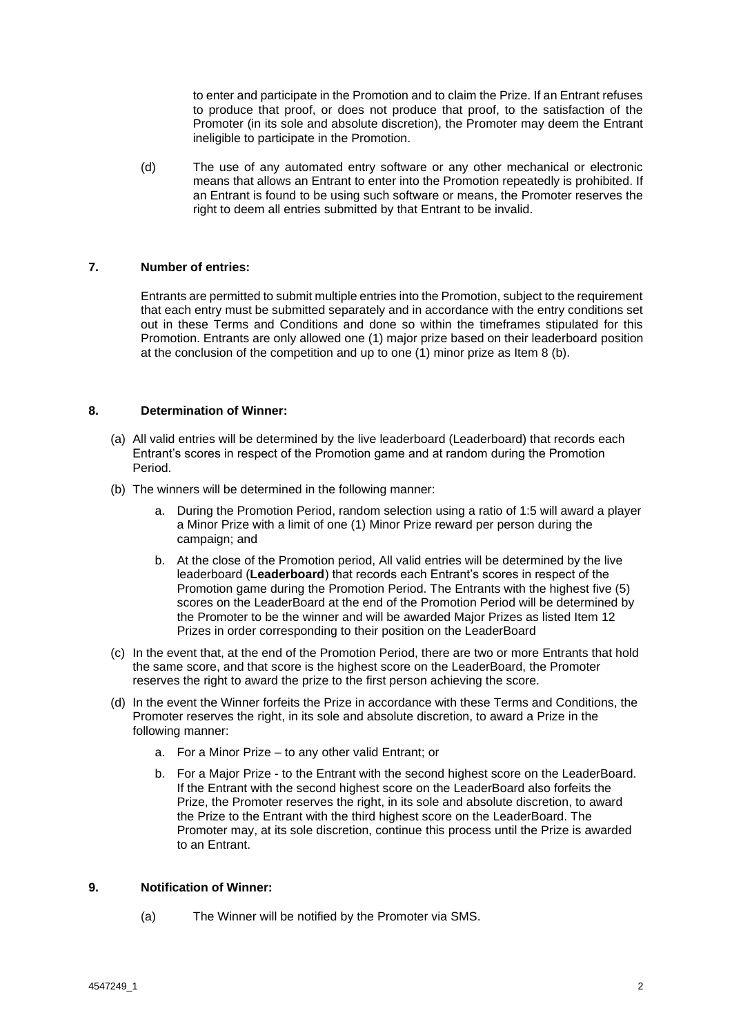to enter and participate in the Promotion and to claim the Prize. If an Entrant refuses to produce that proof, or does not produce that proof, to the satisfaction of the Promoter (in its sole and absolute discretion), the Promoter may deem the Entrant ineligible to participate in the Promotion.

(d) The use of any automated entry software or any other mechanical or electronic means that allows an Entrant to enter into the Promotion repeatedly is prohibited. If an Entrant is found to be using such software or means, the Promoter reserves the right to deem all entries submitted by that Entrant to be invalid.

## 7. Number of entries:

Entrants are permitted to submit multiple entries into the Promotion, subject to the requirement that each entry must be submitted separately and in accordance with the entry conditions set out in these Terms and Conditions and done so within the timeframes stipulated for this Promotion. Entrants are only allowed one (1) major prize based on their leaderboard position at the conclusion of the competition and up to one (1) minor prize as Item 8 (b).

## 8. Determination of Winner:

(a) All valid entries will be determined by the live leaderboard (Leaderboard) that records each Entrant's scores in respect of the Promotion game and at random during the Promotion Period.

(b) The winners will be determined in the following manner:

   a. During the Promotion Period, random selection using a ratio of 1:5 will award a player a Minor Prize with a limit of one (1) Minor Prize reward per person during the campaign; and

   b. At the close of the Promotion period, All valid entries will be determined by the live leaderboard (**Leaderboard**) that records each Entrant's scores in respect of the Promotion game during the Promotion Period. The Entrants with the highest five (5) scores on the LeaderBoard at the end of the Promotion Period will be determined by the Promoter to be the winner and will be awarded Major Prizes as listed Item 12 Prizes in order corresponding to their position on the LeaderBoard

(c) In the event that, at the end of the Promotion Period, there are two or more Entrants that hold the same score, and that score is the highest score on the LeaderBoard, the Promoter reserves the right to award the prize to the first person achieving the score.

(d) In the event the Winner forfeits the Prize in accordance with these Terms and Conditions, the Promoter reserves the right, in its sole and absolute discretion, to award a Prize in the following manner:

   a. For a Minor Prize – to any other valid Entrant; or

   b. For a Major Prize - to the Entrant with the second highest score on the LeaderBoard. If the Entrant with the second highest score on the LeaderBoard also forfeits the Prize, the Promoter reserves the right, in its sole and absolute discretion, to award the Prize to the Entrant with the third highest score on the LeaderBoard. The Promoter may, at its sole discretion, continue this process until the Prize is awarded to an Entrant.

## 9. Notification of Winner:

(a) The Winner will be notified by the Promoter via SMS.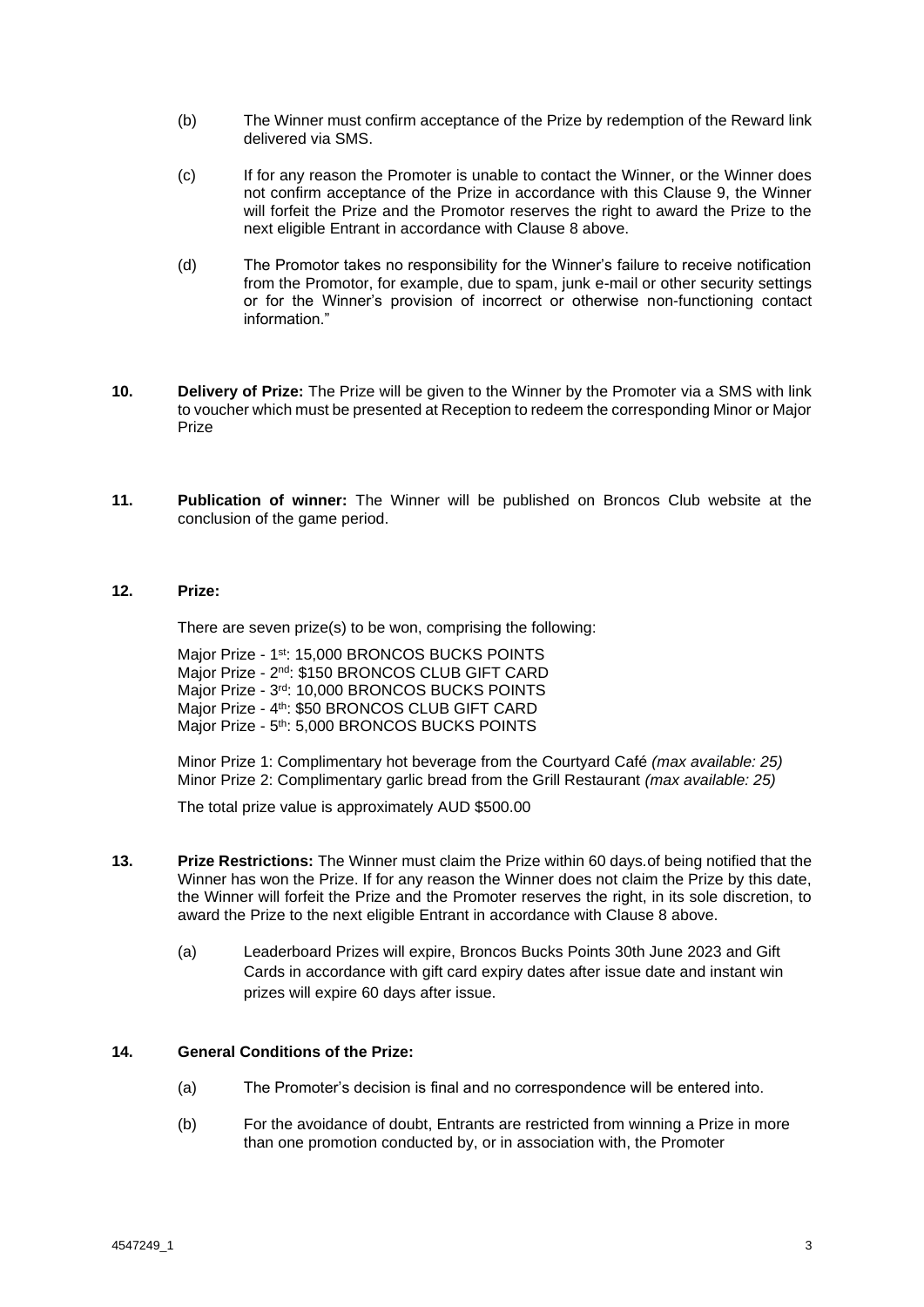(b) The Winner must confirm acceptance of the Prize by redemption of the Reward link delivered via SMS.

(c) If for any reason the Promoter is unable to contact the Winner, or the Winner does not confirm acceptance of the Prize in accordance with this Clause 9, the Winner will forfeit the Prize and the Promotor reserves the right to award the Prize to the next eligible Entrant in accordance with Clause 8 above.

(d) The Promotor takes no responsibility for the Winner's failure to receive notification from the Promotor, for example, due to spam, junk e-mail or other security settings or for the Winner's provision of incorrect or otherwise non-functioning contact information."

**10. Delivery of Prize:** The Prize will be given to the Winner by the Promoter via a SMS with link to voucher which must be presented at Reception to redeem the corresponding Minor or Major Prize

**11. Publication of winner:** The Winner will be published on Broncos Club website at the conclusion of the game period.

**12. Prize:**

There are seven prize(s) to be won, comprising the following:

Major Prize - 1st: 15,000 BRONCOS BUCKS POINTS
Major Prize - 2nd: $150 BRONCOS CLUB GIFT CARD
Major Prize - 3rd: 10,000 BRONCOS BUCKS POINTS
Major Prize - 4th: $50 BRONCOS CLUB GIFT CARD
Major Prize - 5th: 5,000 BRONCOS BUCKS POINTS

Minor Prize 1: Complimentary hot beverage from the Courtyard Café *(max available: 25)*
Minor Prize 2: Complimentary garlic bread from the Grill Restaurant *(max available: 25)*

The total prize value is approximately AUD $500.00

**13. Prize Restrictions:** The Winner must claim the Prize within 60 days.of being notified that the Winner has won the Prize. If for any reason the Winner does not claim the Prize by this date, the Winner will forfeit the Prize and the Promoter reserves the right, in its sole discretion, to award the Prize to the next eligible Entrant in accordance with Clause 8 above.

(a) Leaderboard Prizes will expire, Broncos Bucks Points 30th June 2023 and Gift Cards in accordance with gift card expiry dates after issue date and instant win prizes will expire 60 days after issue.

**14. General Conditions of the Prize:**

(a) The Promoter's decision is final and no correspondence will be entered into.

(b) For the avoidance of doubt, Entrants are restricted from winning a Prize in more than one promotion conducted by, or in association with, the Promoter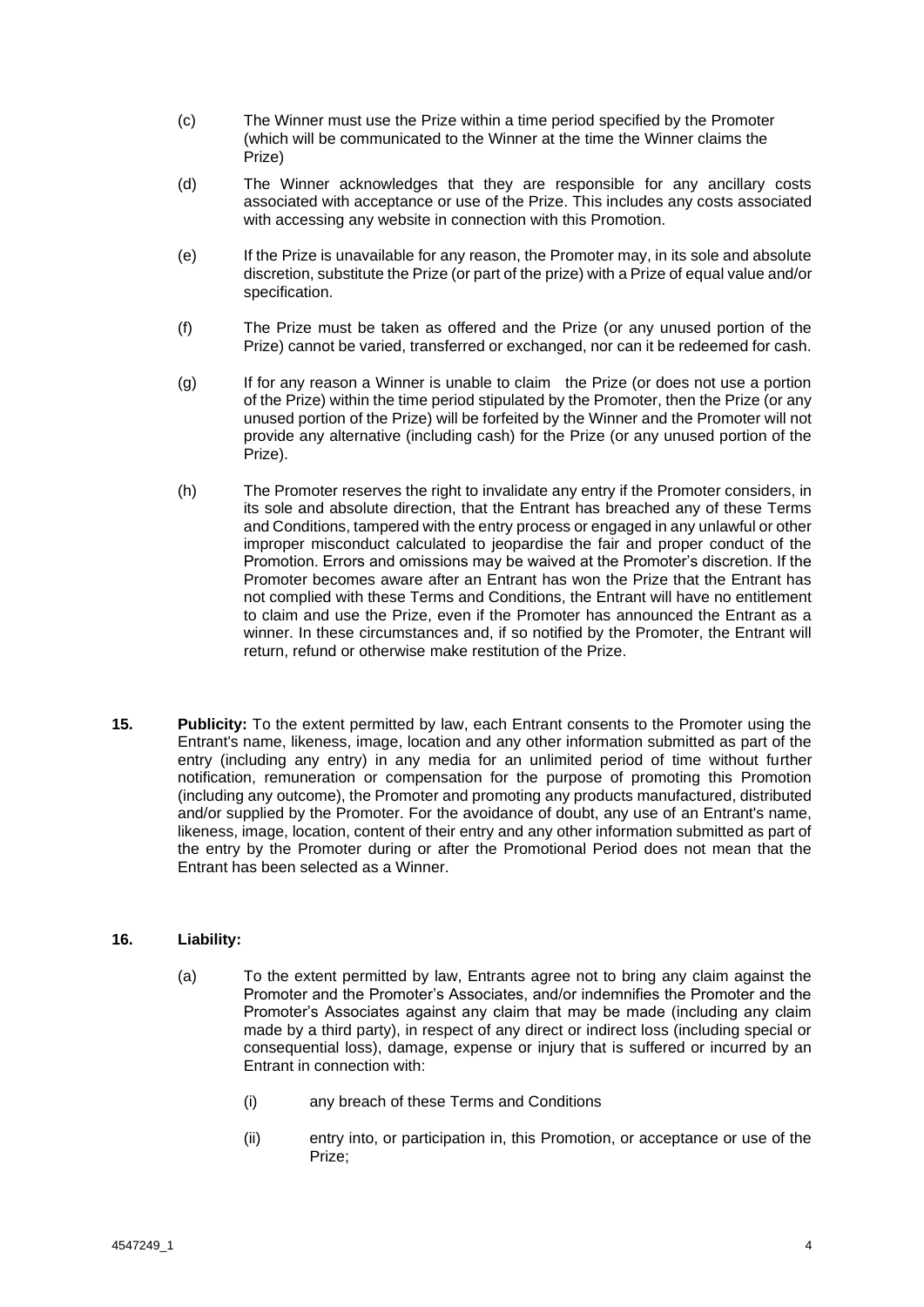(c) The Winner must use the Prize within a time period specified by the Promoter (which will be communicated to the Winner at the time the Winner claims the Prize)

(d) The Winner acknowledges that they are responsible for any ancillary costs associated with acceptance or use of the Prize. This includes any costs associated with accessing any website in connection with this Promotion.

(e) If the Prize is unavailable for any reason, the Promoter may, in its sole and absolute discretion, substitute the Prize (or part of the prize) with a Prize of equal value and/or specification.

(f) The Prize must be taken as offered and the Prize (or any unused portion of the Prize) cannot be varied, transferred or exchanged, nor can it be redeemed for cash.

(g) If for any reason a Winner is unable to claim the Prize (or does not use a portion of the Prize) within the time period stipulated by the Promoter, then the Prize (or any unused portion of the Prize) will be forfeited by the Winner and the Promoter will not provide any alternative (including cash) for the Prize (or any unused portion of the Prize).

(h) The Promoter reserves the right to invalidate any entry if the Promoter considers, in its sole and absolute direction, that the Entrant has breached any of these Terms and Conditions, tampered with the entry process or engaged in any unlawful or other improper misconduct calculated to jeopardise the fair and proper conduct of the Promotion. Errors and omissions may be waived at the Promoter's discretion. If the Promoter becomes aware after an Entrant has won the Prize that the Entrant has not complied with these Terms and Conditions, the Entrant will have no entitlement to claim and use the Prize, even if the Promoter has announced the Entrant as a winner. In these circumstances and, if so notified by the Promoter, the Entrant will return, refund or otherwise make restitution of the Prize.

**15. Publicity:** To the extent permitted by law, each Entrant consents to the Promoter using the Entrant's name, likeness, image, location and any other information submitted as part of the entry (including any entry) in any media for an unlimited period of time without further notification, remuneration or compensation for the purpose of promoting this Promotion (including any outcome), the Promoter and promoting any products manufactured, distributed and/or supplied by the Promoter. For the avoidance of doubt, any use of an Entrant's name, likeness, image, location, content of their entry and any other information submitted as part of the entry by the Promoter during or after the Promotional Period does not mean that the Entrant has been selected as a Winner.

**16. Liability:**

(a) To the extent permitted by law, Entrants agree not to bring any claim against the Promoter and the Promoter's Associates, and/or indemnifies the Promoter and the Promoter's Associates against any claim that may be made (including any claim made by a third party), in respect of any direct or indirect loss (including special or consequential loss), damage, expense or injury that is suffered or incurred by an Entrant in connection with:

(i) any breach of these Terms and Conditions

(ii) entry into, or participation in, this Promotion, or acceptance or use of the Prize;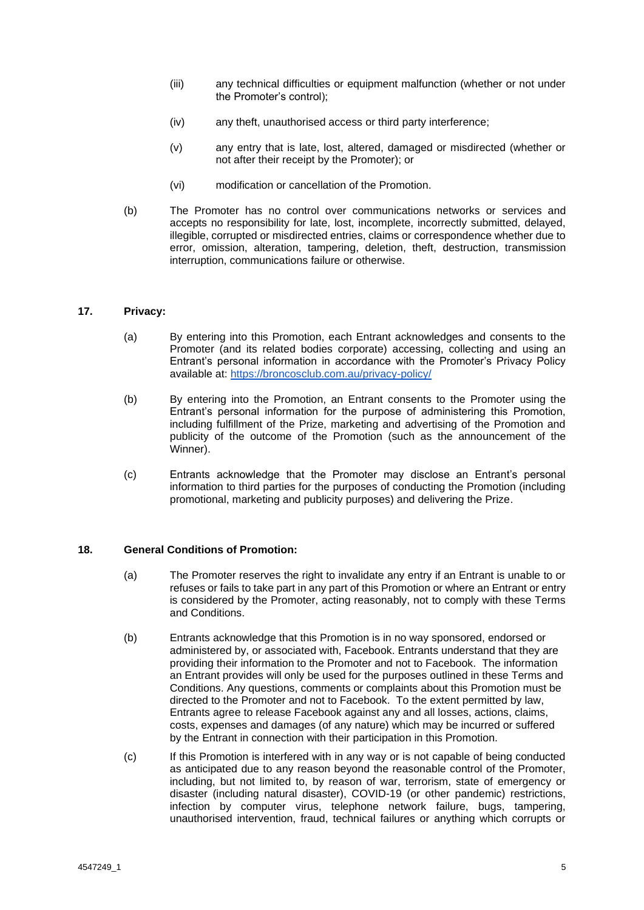(iii) any technical difficulties or equipment malfunction (whether or not under the Promoter's control);

(iv) any theft, unauthorised access or third party interference;

(v) any entry that is late, lost, altered, damaged or misdirected (whether or not after their receipt by the Promoter); or

(vi) modification or cancellation of the Promotion.

(b) The Promoter has no control over communications networks or services and accepts no responsibility for late, lost, incomplete, incorrectly submitted, delayed, illegible, corrupted or misdirected entries, claims or correspondence whether due to error, omission, alteration, tampering, deletion, theft, destruction, transmission interruption, communications failure or otherwise.

**17. Privacy:**

(a) By entering into this Promotion, each Entrant acknowledges and consents to the Promoter (and its related bodies corporate) accessing, collecting and using an Entrant's personal information in accordance with the Promoter's Privacy Policy available at: https://broncosclub.com.au/privacy-policy/

(b) By entering into the Promotion, an Entrant consents to the Promoter using the Entrant's personal information for the purpose of administering this Promotion, including fulfillment of the Prize, marketing and advertising of the Promotion and publicity of the outcome of the Promotion (such as the announcement of the Winner).

(c) Entrants acknowledge that the Promoter may disclose an Entrant's personal information to third parties for the purposes of conducting the Promotion (including promotional, marketing and publicity purposes) and delivering the Prize.

**18. General Conditions of Promotion:**

(a) The Promoter reserves the right to invalidate any entry if an Entrant is unable to or refuses or fails to take part in any part of this Promotion or where an Entrant or entry is considered by the Promoter, acting reasonably, not to comply with these Terms and Conditions.

(b) Entrants acknowledge that this Promotion is in no way sponsored, endorsed or administered by, or associated with, Facebook. Entrants understand that they are providing their information to the Promoter and not to Facebook. The information an Entrant provides will only be used for the purposes outlined in these Terms and Conditions. Any questions, comments or complaints about this Promotion must be directed to the Promoter and not to Facebook. To the extent permitted by law, Entrants agree to release Facebook against any and all losses, actions, claims, costs, expenses and damages (of any nature) which may be incurred or suffered by the Entrant in connection with their participation in this Promotion.

(c) If this Promotion is interfered with in any way or is not capable of being conducted as anticipated due to any reason beyond the reasonable control of the Promoter, including, but not limited to, by reason of war, terrorism, state of emergency or disaster (including natural disaster), COVID-19 (or other pandemic) restrictions, infection by computer virus, telephone network failure, bugs, tampering, unauthorised intervention, fraud, technical failures or anything which corrupts or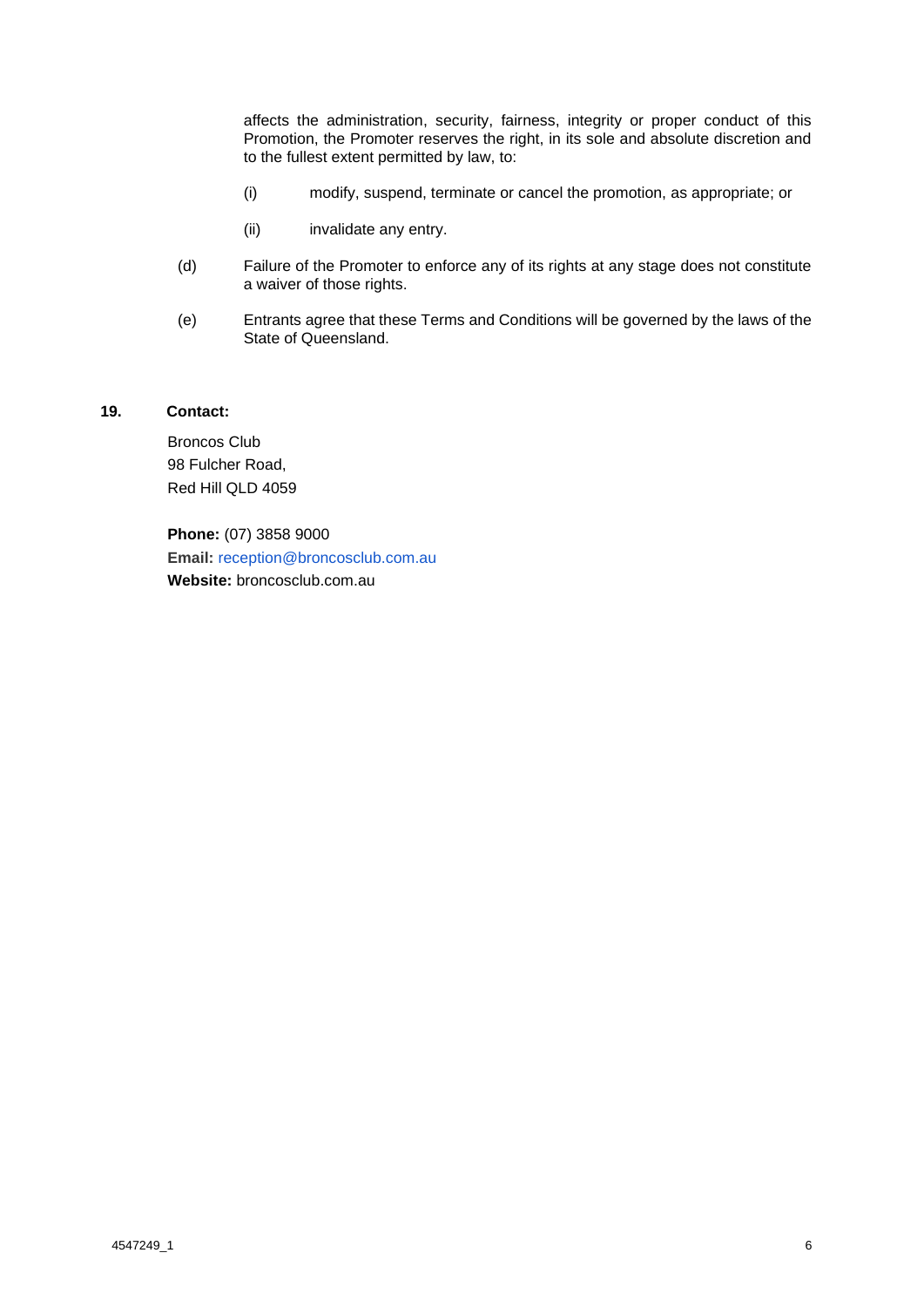affects the administration, security, fairness, integrity or proper conduct of this Promotion, the Promoter reserves the right, in its sole and absolute discretion and to the fullest extent permitted by law, to:

(i) modify, suspend, terminate or cancel the promotion, as appropriate; or

(ii) invalidate any entry.

(d) Failure of the Promoter to enforce any of its rights at any stage does not constitute a waiver of those rights.

(e) Entrants agree that these Terms and Conditions will be governed by the laws of the State of Queensland.

**19. Contact:**

Broncos Club
98 Fulcher Road,
Red Hill QLD 4059

**Phone:** (07) 3858 9000
**Email:** reception@broncosclub.com.au
**Website:** broncosclub.com.au

4547249_1